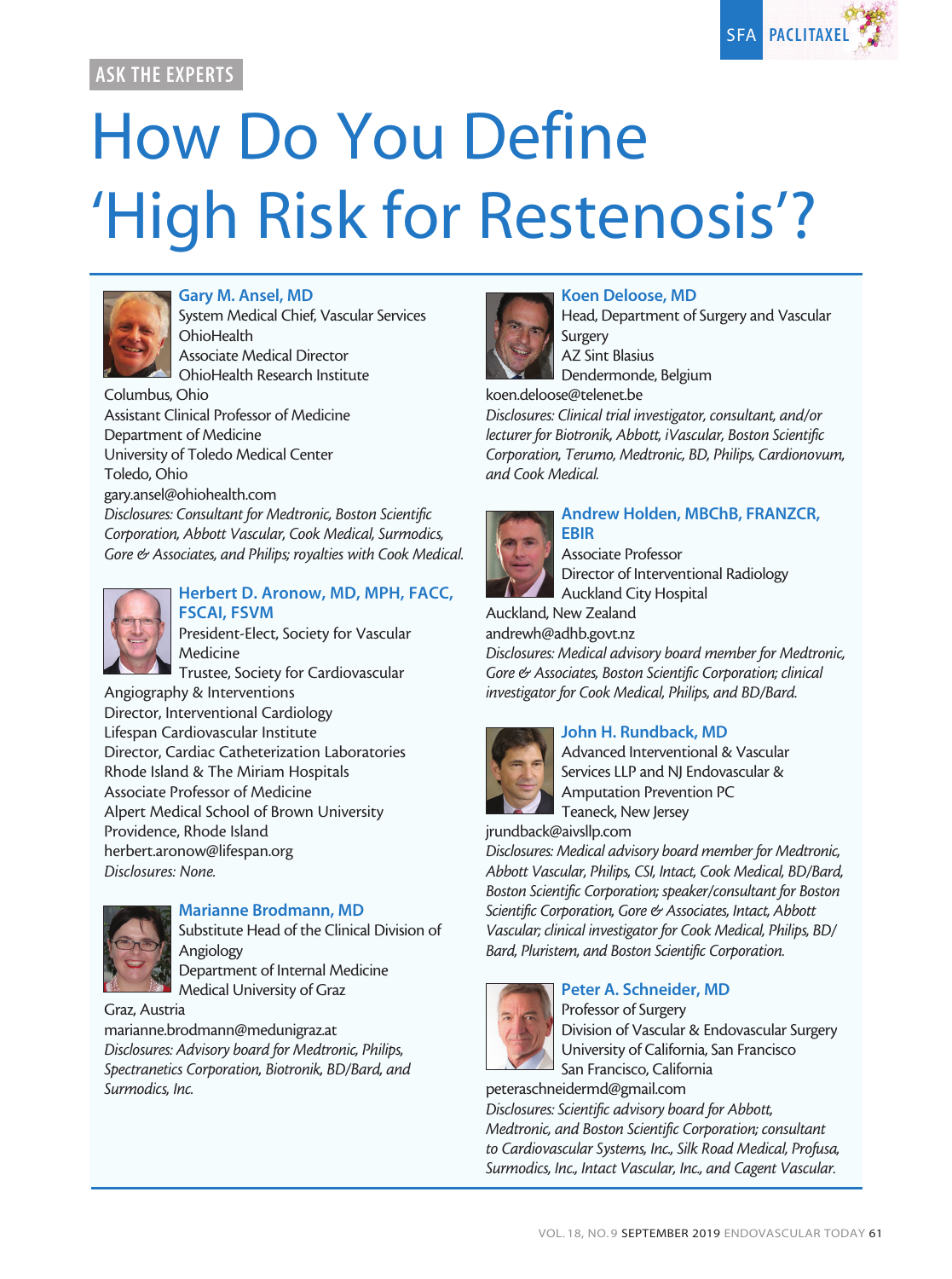ASK THE EXPERTS

SFA PACLITAXEL

# How Do You Define 'High Risk for Restenosis'?

**Gary M. Ansel, MD**
System Medical Chief, Vascular Services
OhioHealth
Associate Medical Director
OhioHealth Research Institute
Columbus, Ohio
Assistant Clinical Professor of Medicine
Department of Medicine
University of Toledo Medical Center
Toledo, Ohio
gary.ansel@ohiohealth.com
*Disclosures: Consultant for Medtronic, Boston Scientific Corporation, Abbott Vascular, Cook Medical, Surmodics, Gore & Associates, and Philips; royalties with Cook Medical.*

**Herbert D. Aronow, MD, MPH, FACC, FSCAI, FSVM**
President-Elect, Society for Vascular Medicine
Trustee, Society for Cardiovascular Angiography & Interventions
Director, Interventional Cardiology
Lifespan Cardiovascular Institute
Director, Cardiac Catheterization Laboratories
Rhode Island & The Miriam Hospitals
Associate Professor of Medicine
Alpert Medical School of Brown University
Providence, Rhode Island
herbert.aronow@lifespan.org
*Disclosures: None.*

**Marianne Brodmann, MD**
Substitute Head of the Clinical Division of Angiology
Department of Internal Medicine
Medical University of Graz
Graz, Austria
marianne.brodmann@medunigraz.at
*Disclosures: Advisory board for Medtronic, Philips, Spectranetics Corporation, Biotronik, BD/Bard, and Surmodics, Inc.*

**Koen Deloose, MD**
Head, Department of Surgery and Vascular Surgery
AZ Sint Blasius
Dendermonde, Belgium
koen.deloose@telenet.be
*Disclosures: Clinical trial investigator, consultant, and/or lecturer for Biotronik, Abbott, iVascular, Boston Scientific Corporation, Terumo, Medtronic, BD, Philips, Cardionovum, and Cook Medical.*

**Andrew Holden, MBChB, FRANZCR, EBIR**
Associate Professor
Director of Interventional Radiology
Auckland City Hospital
Auckland, New Zealand
andrewh@adhb.govt.nz
*Disclosures: Medical advisory board member for Medtronic, Gore & Associates, Boston Scientific Corporation; clinical investigator for Cook Medical, Philips, and BD/Bard.*

**John H. Rundback, MD**
Advanced Interventional & Vascular Services LLP and NJ Endovascular & Amputation Prevention PC
Teaneck, New Jersey
jrundback@aivsllp.com
*Disclosures: Medical advisory board member for Medtronic, Abbott Vascular, Philips, CSI, Intact, Cook Medical, BD/Bard, Boston Scientific Corporation; speaker/consultant for Boston Scientific Corporation, Gore & Associates, Intact, Abbott Vascular; clinical investigator for Cook Medical, Philips, BD/Bard, Pluristem, and Boston Scientific Corporation.*

**Peter A. Schneider, MD**
Professor of Surgery
Division of Vascular & Endovascular Surgery
University of California, San Francisco
San Francisco, California
peteraschneidermd@gmail.com
*Disclosures: Scientific advisory board for Abbott, Medtronic, and Boston Scientific Corporation; consultant to Cardiovascular Systems, Inc., Silk Road Medical, Profusa, Surmodics, Inc., Intact Vascular, Inc., and Cagent Vascular.*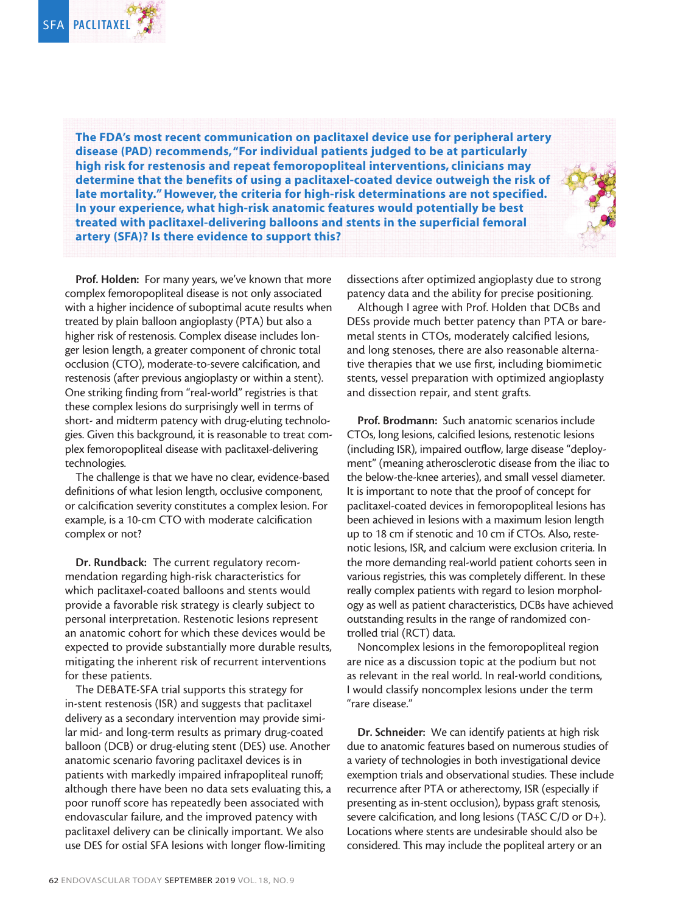**The FDA's most recent communication on paclitaxel device use for peripheral artery disease (PAD) recommends, "For individual patients judged to be at particularly high risk for restenosis and repeat femoropopliteal interventions, clinicians may determine that the benefits of using a paclitaxel-coated device outweigh the risk of late mortality." However, the criteria for high-risk determinations are not specified. In your experience, what high-risk anatomic features would potentially be best treated with paclitaxel-delivering balloons and stents in the superficial femoral artery (SFA)? Is there evidence to support this?**

**Prof. Holden:** For many years, we've known that more complex femoropopliteal disease is not only associated with a higher incidence of suboptimal acute results when treated by plain balloon angioplasty (PTA) but also a higher risk of restenosis. Complex disease includes longer lesion length, a greater component of chronic total occlusion (CTO), moderate-to-severe calcification, and restenosis (after previous angioplasty or within a stent). One striking finding from "real-world" registries is that these complex lesions do surprisingly well in terms of short- and midterm patency with drug-eluting technologies. Given this background, it is reasonable to treat complex femoropopliteal disease with paclitaxel-delivering technologies.

The challenge is that we have no clear, evidence-based definitions of what lesion length, occlusive component, or calcification severity constitutes a complex lesion. For example, is a 10-cm CTO with moderate calcification complex or not?

**Dr. Rundback:** The current regulatory recommendation regarding high-risk characteristics for which paclitaxel-coated balloons and stents would provide a favorable risk strategy is clearly subject to personal interpretation. Restenotic lesions represent an anatomic cohort for which these devices would be expected to provide substantially more durable results, mitigating the inherent risk of recurrent interventions for these patients.

The DEBATE-SFA trial supports this strategy for in-stent restenosis (ISR) and suggests that paclitaxel delivery as a secondary intervention may provide similar mid- and long-term results as primary drug-coated balloon (DCB) or drug-eluting stent (DES) use. Another anatomic scenario favoring paclitaxel devices is in patients with markedly impaired infrapopliteal runoff; although there have been no data sets evaluating this, a poor runoff score has repeatedly been associated with endovascular failure, and the improved patency with paclitaxel delivery can be clinically important. We also use DES for ostial SFA lesions with longer flow-limiting dissections after optimized angioplasty due to strong patency data and the ability for precise positioning.

Although I agree with Prof. Holden that DCBs and DESs provide much better patency than PTA or bare-metal stents in CTOs, moderately calcified lesions, and long stenoses, there are also reasonable alternative therapies that we use first, including biomimetic stents, vessel preparation with optimized angioplasty and dissection repair, and stent grafts.

**Prof. Brodmann:** Such anatomic scenarios include CTOs, long lesions, calcified lesions, restenotic lesions (including ISR), impaired outflow, large disease "deployment" (meaning atherosclerotic disease from the iliac to the below-the-knee arteries), and small vessel diameter. It is important to note that the proof of concept for paclitaxel-coated devices in femoropopliteal lesions has been achieved in lesions with a maximum lesion length up to 18 cm if stenotic and 10 cm if CTOs. Also, restenotic lesions, ISR, and calcium were exclusion criteria. In the more demanding real-world patient cohorts seen in various registries, this was completely different. In these really complex patients with regard to lesion morphology as well as patient characteristics, DCBs have achieved outstanding results in the range of randomized controlled trial (RCT) data.

Noncomplex lesions in the femoropopliteal region are nice as a discussion topic at the podium but not as relevant in the real world. In real-world conditions, I would classify noncomplex lesions under the term "rare disease."

**Dr. Schneider:** We can identify patients at high risk due to anatomic features based on numerous studies of a variety of technologies in both investigational device exemption trials and observational studies. These include recurrence after PTA or atherectomy, ISR (especially if presenting as in-stent occlusion), bypass graft stenosis, severe calcification, and long lesions (TASC C/D or D+). Locations where stents are undesirable should also be considered. This may include the popliteal artery or an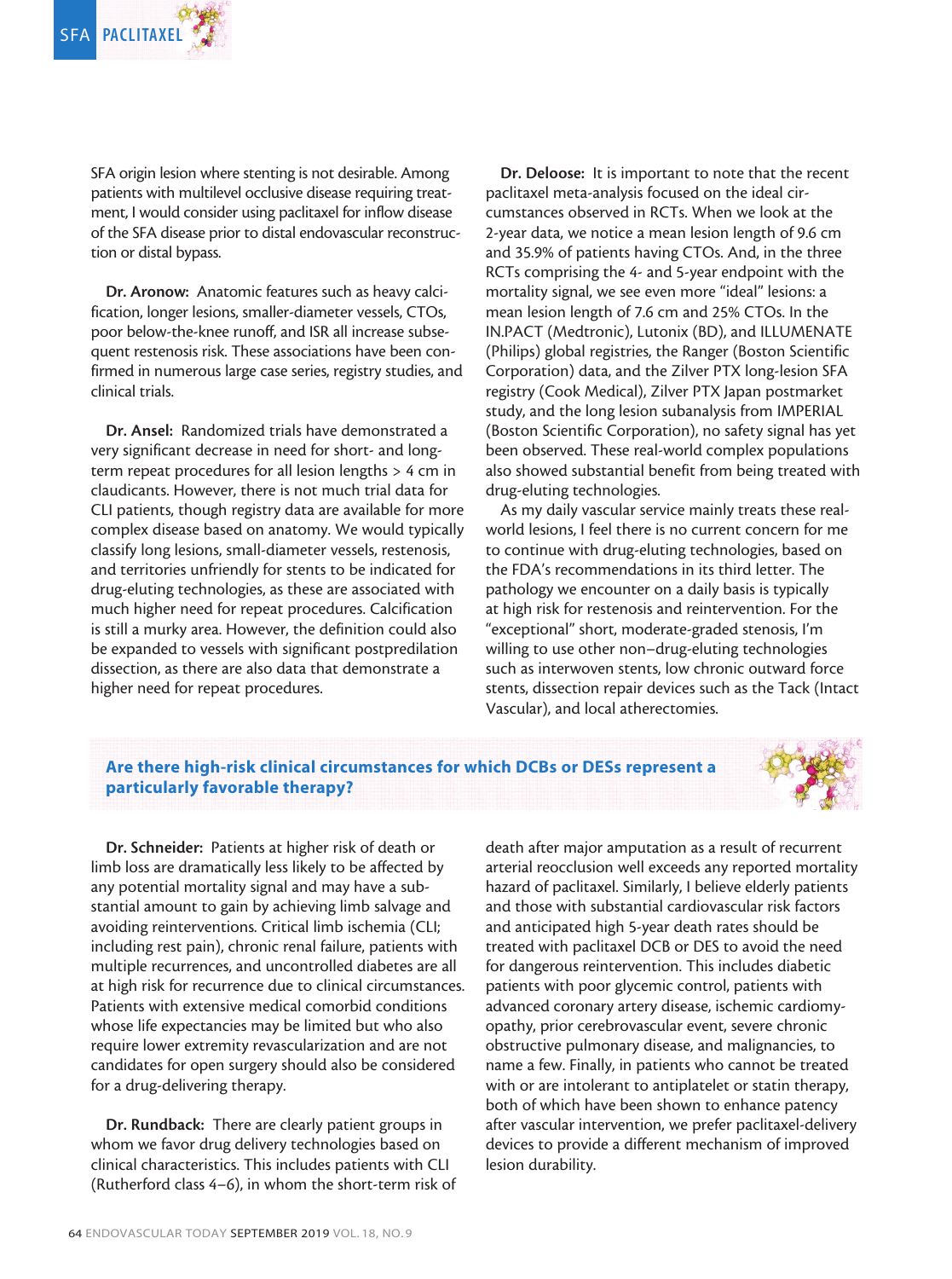SFA origin lesion where stenting is not desirable. Among patients with multilevel occlusive disease requiring treatment, I would consider using paclitaxel for inflow disease of the SFA disease prior to distal endovascular reconstruction or distal bypass.

**Dr. Aronow:** Anatomic features such as heavy calcification, longer lesions, smaller-diameter vessels, CTOs, poor below-the-knee runoff, and ISR all increase subsequent restenosis risk. These associations have been confirmed in numerous large case series, registry studies, and clinical trials.

**Dr. Ansel:** Randomized trials have demonstrated a very significant decrease in need for short- and long-term repeat procedures for all lesion lengths > 4 cm in claudicants. However, there is not much trial data for CLI patients, though registry data are available for more complex disease based on anatomy. We would typically classify long lesions, small-diameter vessels, restenosis, and territories unfriendly for stents to be indicated for drug-eluting technologies, as these are associated with much higher need for repeat procedures. Calcification is still a murky area. However, the definition could also be expanded to vessels with significant postpredilation dissection, as there are also data that demonstrate a higher need for repeat procedures.

**Dr. Deloose:** It is important to note that the recent paclitaxel meta-analysis focused on the ideal circumstances observed in RCTs. When we look at the 2-year data, we notice a mean lesion length of 9.6 cm and 35.9% of patients having CTOs. And, in the three RCTs comprising the 4- and 5-year endpoint with the mortality signal, we see even more "ideal" lesions: a mean lesion length of 7.6 cm and 25% CTOs. In the IN.PACT (Medtronic), Lutonix (BD), and ILLUMENATE (Philips) global registries, the Ranger (Boston Scientific Corporation) data, and the Zilver PTX long-lesion SFA registry (Cook Medical), Zilver PTX Japan postmarket study, and the long lesion subanalysis from IMPERIAL (Boston Scientific Corporation), no safety signal has yet been observed. These real-world complex populations also showed substantial benefit from being treated with drug-eluting technologies.

As my daily vascular service mainly treats these real-world lesions, I feel there is no current concern for me to continue with drug-eluting technologies, based on the FDA's recommendations in its third letter. The pathology we encounter on a daily basis is typically at high risk for restenosis and reintervention. For the "exceptional" short, moderate-graded stenosis, I'm willing to use other non–drug-eluting technologies such as interwoven stents, low chronic outward force stents, dissection repair devices such as the Tack (Intact Vascular), and local atherectomies.

## Are there high-risk clinical circumstances for which DCBs or DESs represent a particularly favorable therapy?

**Dr. Schneider:** Patients at higher risk of death or limb loss are dramatically less likely to be affected by any potential mortality signal and may have a substantial amount to gain by achieving limb salvage and avoiding reinterventions. Critical limb ischemia (CLI; including rest pain), chronic renal failure, patients with multiple recurrences, and uncontrolled diabetes are all at high risk for recurrence due to clinical circumstances. Patients with extensive medical comorbid conditions whose life expectancies may be limited but who also require lower extremity revascularization and are not candidates for open surgery should also be considered for a drug-delivering therapy.

**Dr. Rundback:** There are clearly patient groups in whom we favor drug delivery technologies based on clinical characteristics. This includes patients with CLI (Rutherford class 4–6), in whom the short-term risk of death after major amputation as a result of recurrent arterial reocclusion well exceeds any reported mortality hazard of paclitaxel. Similarly, I believe elderly patients and those with substantial cardiovascular risk factors and anticipated high 5-year death rates should be treated with paclitaxel DCB or DES to avoid the need for dangerous reintervention. This includes diabetic patients with poor glycemic control, patients with advanced coronary artery disease, ischemic cardiomyopathy, prior cerebrovascular event, severe chronic obstructive pulmonary disease, and malignancies, to name a few. Finally, in patients who cannot be treated with or are intolerant to antiplatelet or statin therapy, both of which have been shown to enhance patency after vascular intervention, we prefer paclitaxel-delivery devices to provide a different mechanism of improved lesion durability.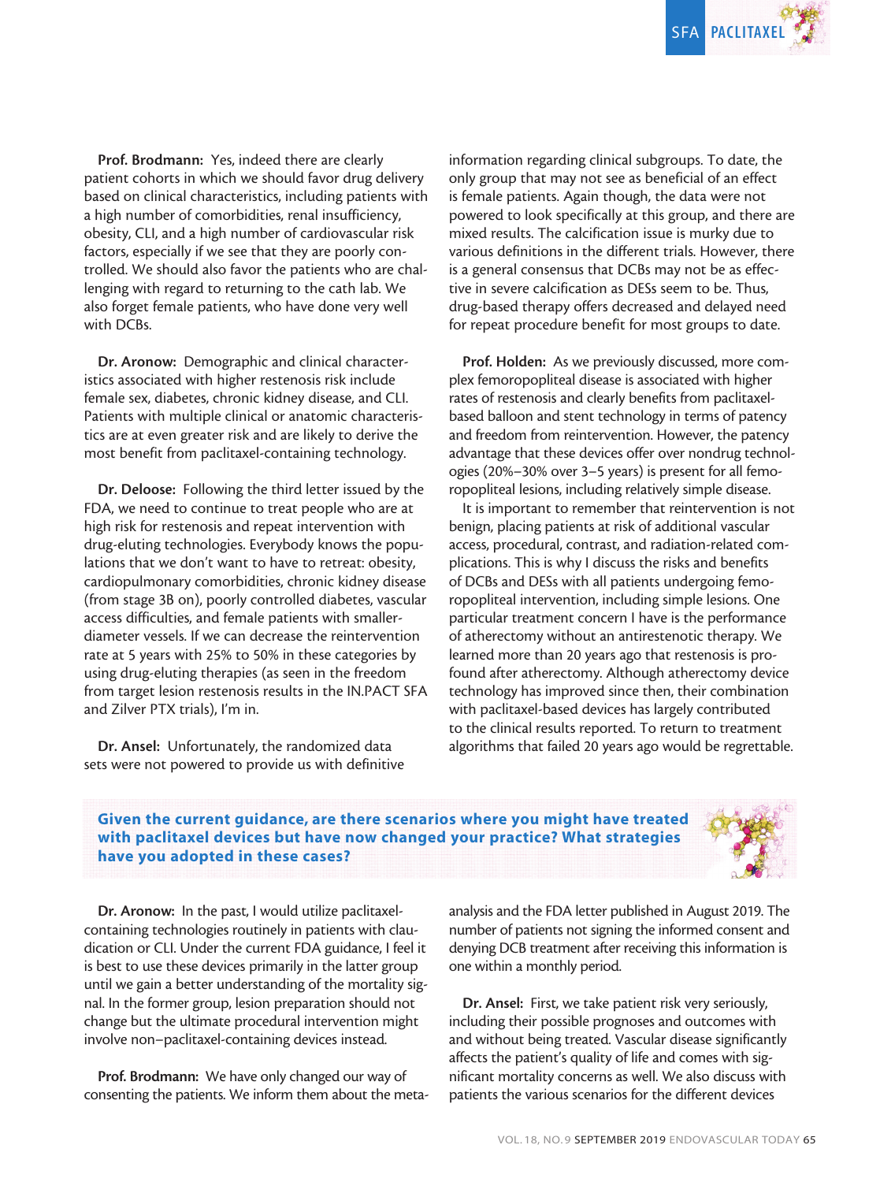**Prof. Brodmann:** Yes, indeed there are clearly patient cohorts in which we should favor drug delivery based on clinical characteristics, including patients with a high number of comorbidities, renal insufficiency, obesity, CLI, and a high number of cardiovascular risk factors, especially if we see that they are poorly controlled. We should also favor the patients who are challenging with regard to returning to the cath lab. We also forget female patients, who have done very well with DCBs.

**Dr. Aronow:** Demographic and clinical characteristics associated with higher restenosis risk include female sex, diabetes, chronic kidney disease, and CLI. Patients with multiple clinical or anatomic characteristics are at even greater risk and are likely to derive the most benefit from paclitaxel-containing technology.

**Dr. Deloose:** Following the third letter issued by the FDA, we need to continue to treat people who are at high risk for restenosis and repeat intervention with drug-eluting technologies. Everybody knows the populations that we don't want to have to retreat: obesity, cardiopulmonary comorbidities, chronic kidney disease (from stage 3B on), poorly controlled diabetes, vascular access difficulties, and female patients with smaller-diameter vessels. If we can decrease the reintervention rate at 5 years with 25% to 50% in these categories by using drug-eluting therapies (as seen in the freedom from target lesion restenosis results in the IN.PACT SFA and Zilver PTX trials), I'm in.

**Dr. Ansel:** Unfortunately, the randomized data sets were not powered to provide us with definitive information regarding clinical subgroups. To date, the only group that may not see as beneficial of an effect is female patients. Again though, the data were not powered to look specifically at this group, and there are mixed results. The calcification issue is murky due to various definitions in the different trials. However, there is a general consensus that DCBs may not be as effective in severe calcification as DESs seem to be. Thus, drug-based therapy offers decreased and delayed need for repeat procedure benefit for most groups to date.

**Prof. Holden:** As we previously discussed, more complex femoropopliteal disease is associated with higher rates of restenosis and clearly benefits from paclitaxel-based balloon and stent technology in terms of patency and freedom from reintervention. However, the patency advantage that these devices offer over nondrug technologies (20%–30% over 3–5 years) is present for all femoropopliteal lesions, including relatively simple disease.

It is important to remember that reintervention is not benign, placing patients at risk of additional vascular access, procedural, contrast, and radiation-related complications. This is why I discuss the risks and benefits of DCBs and DESs with all patients undergoing femoropopliteal intervention, including simple lesions. One particular treatment concern I have is the performance of atherectomy without an antirestenotic therapy. We learned more than 20 years ago that restenosis is profound after atherectomy. Although atherectomy device technology has improved since then, their combination with paclitaxel-based devices has largely contributed to the clinical results reported. To return to treatment algorithms that failed 20 years ago would be regrettable.

## Given the current guidance, are there scenarios where you might have treated with paclitaxel devices but have now changed your practice? What strategies have you adopted in these cases?

**Dr. Aronow:** In the past, I would utilize paclitaxel-containing technologies routinely in patients with claudication or CLI. Under the current FDA guidance, I feel it is best to use these devices primarily in the latter group until we gain a better understanding of the mortality signal. In the former group, lesion preparation should not change but the ultimate procedural intervention might involve non–paclitaxel-containing devices instead.

**Prof. Brodmann:** We have only changed our way of consenting the patients. We inform them about the meta-analysis and the FDA letter published in August 2019. The number of patients not signing the informed consent and denying DCB treatment after receiving this information is one within a monthly period.

**Dr. Ansel:** First, we take patient risk very seriously, including their possible prognoses and outcomes with and without being treated. Vascular disease significantly affects the patient's quality of life and comes with significant mortality concerns as well. We also discuss with patients the various scenarios for the different devices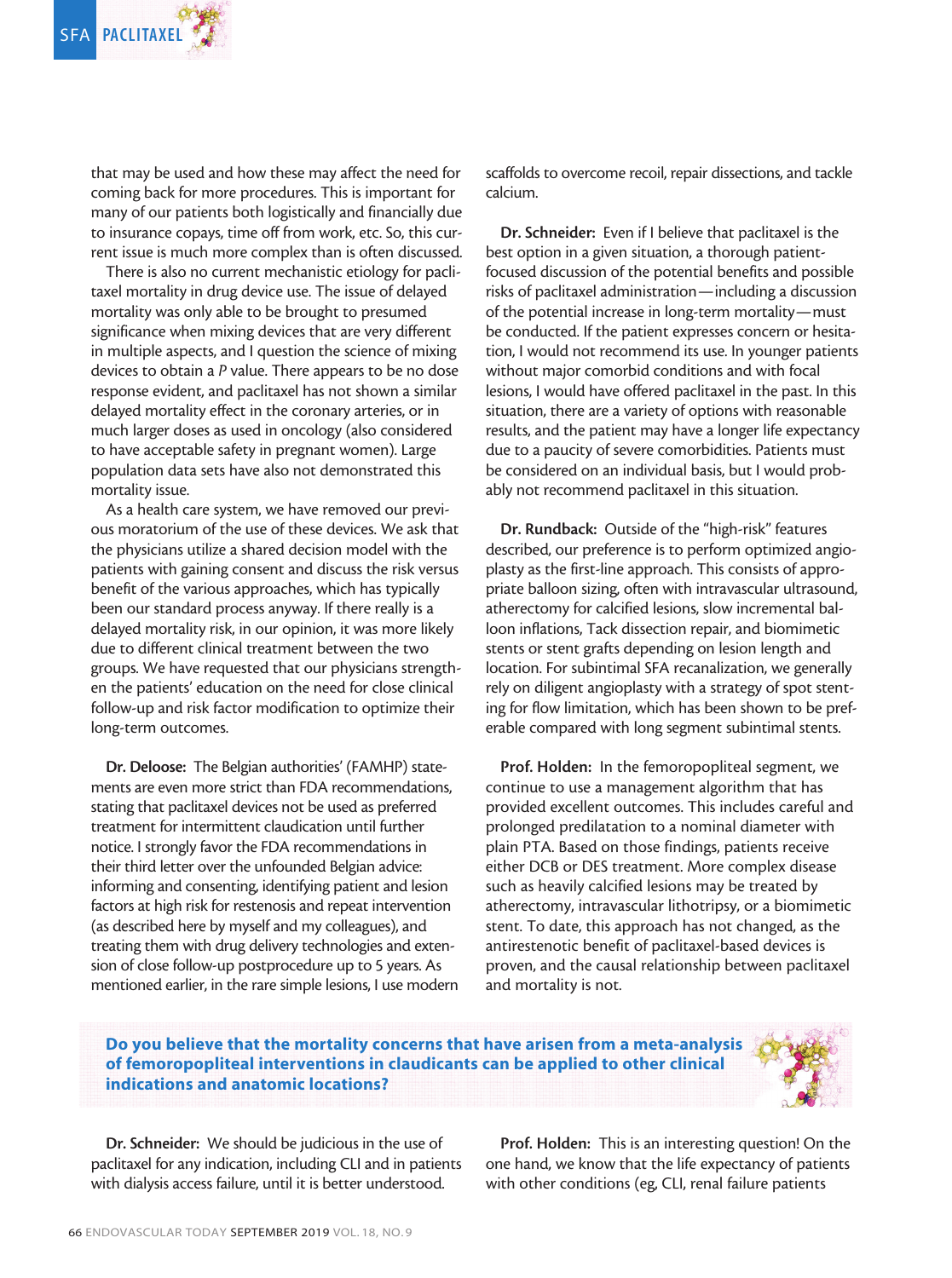that may be used and how these may affect the need for coming back for more procedures. This is important for many of our patients both logistically and financially due to insurance copays, time off from work, etc. So, this current issue is much more complex than is often discussed.

There is also no current mechanistic etiology for paclitaxel mortality in drug device use. The issue of delayed mortality was only able to be brought to presumed significance when mixing devices that are very different in multiple aspects, and I question the science of mixing devices to obtain a *P* value. There appears to be no dose response evident, and paclitaxel has not shown a similar delayed mortality effect in the coronary arteries, or in much larger doses as used in oncology (also considered to have acceptable safety in pregnant women). Large population data sets have also not demonstrated this mortality issue.

As a health care system, we have removed our previous moratorium of the use of these devices. We ask that the physicians utilize a shared decision model with the patients with gaining consent and discuss the risk versus benefit of the various approaches, which has typically been our standard process anyway. If there really is a delayed mortality risk, in our opinion, it was more likely due to different clinical treatment between the two groups. We have requested that our physicians strengthen the patients' education on the need for close clinical follow-up and risk factor modification to optimize their long-term outcomes.

**Dr. Deloose:** The Belgian authorities' (FAMHP) statements are even more strict than FDA recommendations, stating that paclitaxel devices not be used as preferred treatment for intermittent claudication until further notice. I strongly favor the FDA recommendations in their third letter over the unfounded Belgian advice: informing and consenting, identifying patient and lesion factors at high risk for restenosis and repeat intervention (as described here by myself and my colleagues), and treating them with drug delivery technologies and extension of close follow-up postprocedure up to 5 years. As mentioned earlier, in the rare simple lesions, I use modern scaffolds to overcome recoil, repair dissections, and tackle calcium.

**Dr. Schneider:** Even if I believe that paclitaxel is the best option in a given situation, a thorough patient-focused discussion of the potential benefits and possible risks of paclitaxel administration—including a discussion of the potential increase in long-term mortality—must be conducted. If the patient expresses concern or hesitation, I would not recommend its use. In younger patients without major comorbid conditions and with focal lesions, I would have offered paclitaxel in the past. In this situation, there are a variety of options with reasonable results, and the patient may have a longer life expectancy due to a paucity of severe comorbidities. Patients must be considered on an individual basis, but I would probably not recommend paclitaxel in this situation.

**Dr. Rundback:** Outside of the "high-risk" features described, our preference is to perform optimized angioplasty as the first-line approach. This consists of appropriate balloon sizing, often with intravascular ultrasound, atherectomy for calcified lesions, slow incremental balloon inflations, Tack dissection repair, and biomimetic stents or stent grafts depending on lesion length and location. For subintimal SFA recanalization, we generally rely on diligent angioplasty with a strategy of spot stenting for flow limitation, which has been shown to be preferable compared with long segment subintimal stents.

**Prof. Holden:** In the femoropopliteal segment, we continue to use a management algorithm that has provided excellent outcomes. This includes careful and prolonged predilatation to a nominal diameter with plain PTA. Based on those findings, patients receive either DCB or DES treatment. More complex disease such as heavily calcified lesions may be treated by atherectomy, intravascular lithotripsy, or a biomimetic stent. To date, this approach has not changed, as the antirestenotic benefit of paclitaxel-based devices is proven, and the causal relationship between paclitaxel and mortality is not.

**Do you believe that the mortality concerns that have arisen from a meta-analysis of femoropopliteal interventions in claudicants can be applied to other clinical indications and anatomic locations?**

**Dr. Schneider:** We should be judicious in the use of paclitaxel for any indication, including CLI and in patients with dialysis access failure, until it is better understood.

**Prof. Holden:** This is an interesting question! On the one hand, we know that the life expectancy of patients with other conditions (eg, CLI, renal failure patients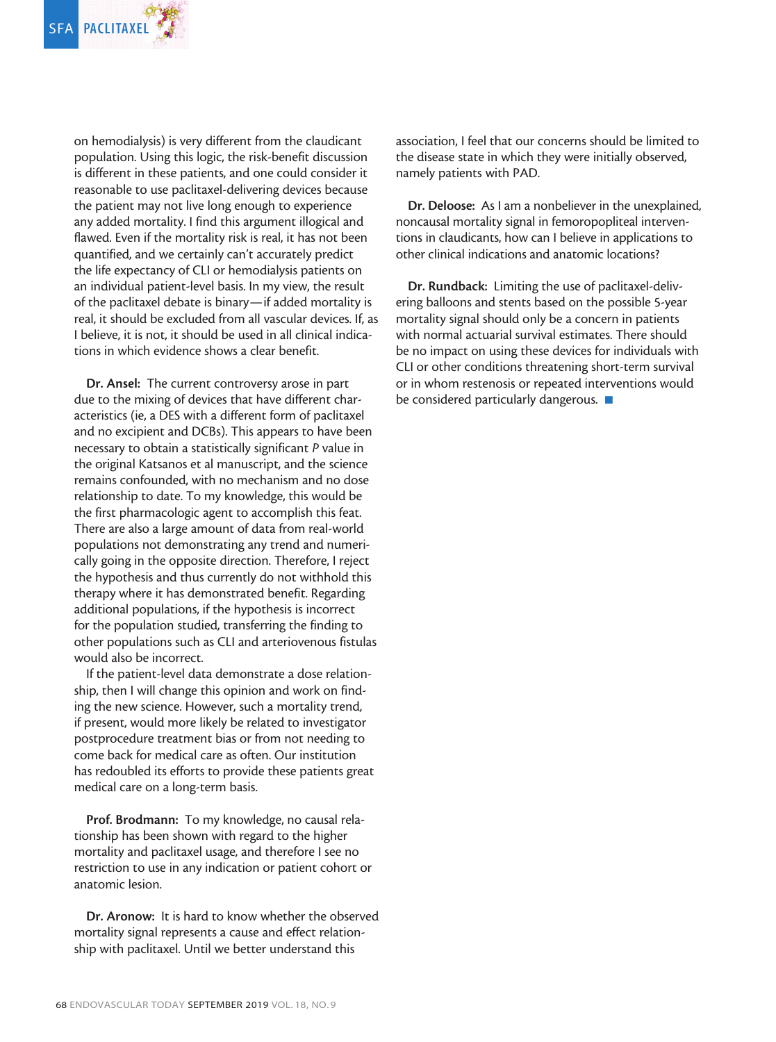on hemodialysis) is very different from the claudicant population. Using this logic, the risk-benefit discussion is different in these patients, and one could consider it reasonable to use paclitaxel-delivering devices because the patient may not live long enough to experience any added mortality. I find this argument illogical and flawed. Even if the mortality risk is real, it has not been quantified, and we certainly can't accurately predict the life expectancy of CLI or hemodialysis patients on an individual patient-level basis. In my view, the result of the paclitaxel debate is binary—if added mortality is real, it should be excluded from all vascular devices. If, as I believe, it is not, it should be used in all clinical indications in which evidence shows a clear benefit.

**Dr. Ansel:** The current controversy arose in part due to the mixing of devices that have different characteristics (ie, a DES with a different form of paclitaxel and no excipient and DCBs). This appears to have been necessary to obtain a statistically significant *P* value in the original Katsanos et al manuscript, and the science remains confounded, with no mechanism and no dose relationship to date. To my knowledge, this would be the first pharmacologic agent to accomplish this feat. There are also a large amount of data from real-world populations not demonstrating any trend and numerically going in the opposite direction. Therefore, I reject the hypothesis and thus currently do not withhold this therapy where it has demonstrated benefit. Regarding additional populations, if the hypothesis is incorrect for the population studied, transferring the finding to other populations such as CLI and arteriovenous fistulas would also be incorrect.

If the patient-level data demonstrate a dose relationship, then I will change this opinion and work on finding the new science. However, such a mortality trend, if present, would more likely be related to investigator postprocedure treatment bias or from not needing to come back for medical care as often. Our institution has redoubled its efforts to provide these patients great medical care on a long-term basis.

**Prof. Brodmann:** To my knowledge, no causal relationship has been shown with regard to the higher mortality and paclitaxel usage, and therefore I see no restriction to use in any indication or patient cohort or anatomic lesion.

**Dr. Aronow:** It is hard to know whether the observed mortality signal represents a cause and effect relationship with paclitaxel. Until we better understand this association, I feel that our concerns should be limited to the disease state in which they were initially observed, namely patients with PAD.

**Dr. Deloose:** As I am a nonbeliever in the unexplained, noncausal mortality signal in femoropopliteal interventions in claudicants, how can I believe in applications to other clinical indications and anatomic locations?

**Dr. Rundback:** Limiting the use of paclitaxel-delivering balloons and stents based on the possible 5-year mortality signal should only be a concern in patients with normal actuarial survival estimates. There should be no impact on using these devices for individuals with CLI or other conditions threatening short-term survival or in whom restenosis or repeated interventions would be considered particularly dangerous. ■